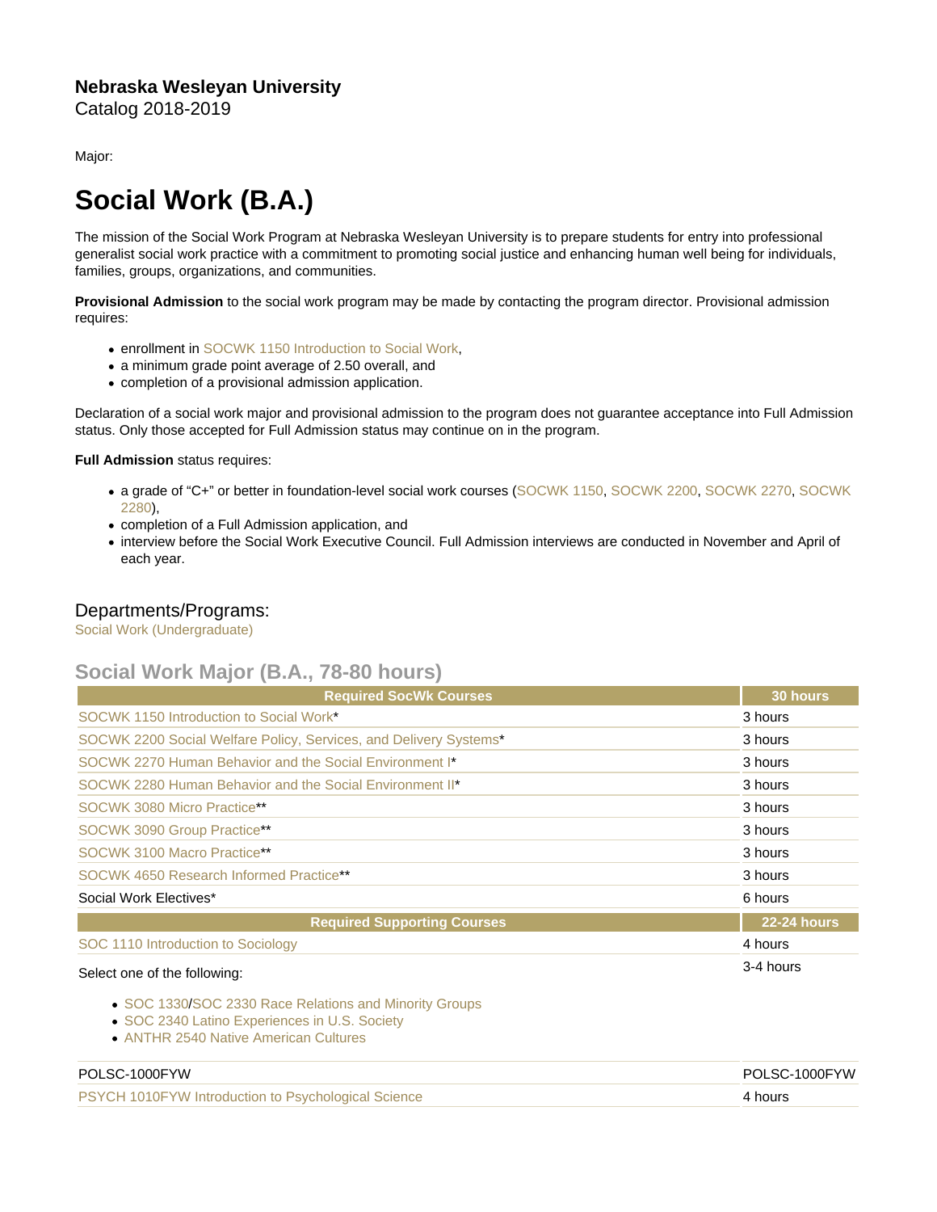**Nebraska Wesleyan University**
Catalog 2018-2019

Major:

# Social Work (B.A.)

The mission of the Social Work Program at Nebraska Wesleyan University is to prepare students for entry into professional generalist social work practice with a commitment to promoting social justice and enhancing human well being for individuals, families, groups, organizations, and communities.

**Provisional Admission** to the social work program may be made by contacting the program director. Provisional admission requires:

- enrollment in SOCWK 1150 Introduction to Social Work,
- a minimum grade point average of 2.50 overall, and
- completion of a provisional admission application.

Declaration of a social work major and provisional admission to the program does not guarantee acceptance into Full Admission status. Only those accepted for Full Admission status may continue on in the program.

**Full Admission** status requires:

- a grade of "C+" or better in foundation-level social work courses (SOCWK 1150, SOCWK 2200, SOCWK 2270, SOCWK 2280),
- completion of a Full Admission application, and
- interview before the Social Work Executive Council. Full Admission interviews are conducted in November and April of each year.

## Departments/Programs:

Social Work (Undergraduate)

## Social Work Major (B.A., 78-80 hours)

| Required SocWk Courses | 30 hours |
|---|---|
| SOCWK 1150 Introduction to Social Work* | 3 hours |
| SOCWK 2200 Social Welfare Policy, Services, and Delivery Systems* | 3 hours |
| SOCWK 2270 Human Behavior and the Social Environment I* | 3 hours |
| SOCWK 2280 Human Behavior and the Social Environment II* | 3 hours |
| SOCWK 3080 Micro Practice** | 3 hours |
| SOCWK 3090 Group Practice** | 3 hours |
| SOCWK 3100 Macro Practice** | 3 hours |
| SOCWK 4650 Research Informed Practice** | 3 hours |
| Social Work Electives* | 6 hours |
| **Required Supporting Courses** | **22-24 hours** |
| SOC 1110 Introduction to Sociology | 4 hours |
| Select one of the following:<br>• SOC 1330/SOC 2330 Race Relations and Minority Groups<br>• SOC 2340 Latino Experiences in U.S. Society<br>• ANTHR 2540 Native American Cultures | 3-4 hours |
| POLSC-1000FYW | POLSC-1000FYW |
| PSYCH 1010FYW Introduction to Psychological Science | 4 hours |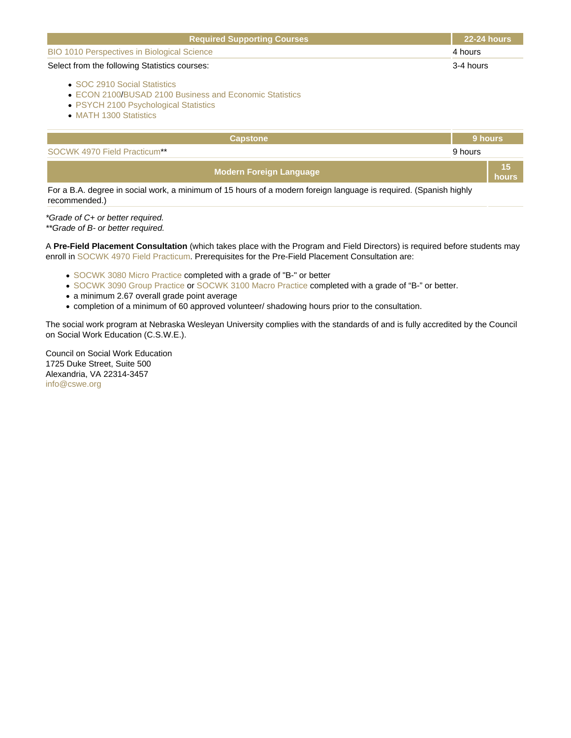| Required Supporting Courses | 22-24 hours |
| --- | --- |
| BIO 1010 Perspectives in Biological Science | 4 hours |
| Select from the following Statistics courses:<br>• SOC 2910 Social Statistics<br>• ECON 2100/BUSAD 2100 Business and Economic Statistics<br>• PSYCH 2100 Psychological Statistics<br>• MATH 1300 Statistics | 3-4 hours |

| Capstone | 9 hours |
| --- | --- |
| SOCWK 4970 Field Practicum** | 9 hours |

| Modern Foreign Language | 15 hours |
| --- | --- |
| For a B.A. degree in social work, a minimum of 15 hours of a modern foreign language is required. (Spanish highly recommended.) | |

*\*Grade of C+ or better required.*
*\*\*Grade of B- or better required.*

A **Pre-Field Placement Consultation** (which takes place with the Program and Field Directors) is required before students may enroll in SOCWK 4970 Field Practicum. Prerequisites for the Pre-Field Placement Consultation are:

- SOCWK 3080 Micro Practice completed with a grade of "B-" or better
- SOCWK 3090 Group Practice or SOCWK 3100 Macro Practice completed with a grade of "B-" or better.
- a minimum 2.67 overall grade point average
- completion of a minimum of 60 approved volunteer/ shadowing hours prior to the consultation.

The social work program at Nebraska Wesleyan University complies with the standards of and is fully accredited by the Council on Social Work Education (C.S.W.E.).

Council on Social Work Education
1725 Duke Street, Suite 500
Alexandria, VA 22314-3457
info@cswe.org